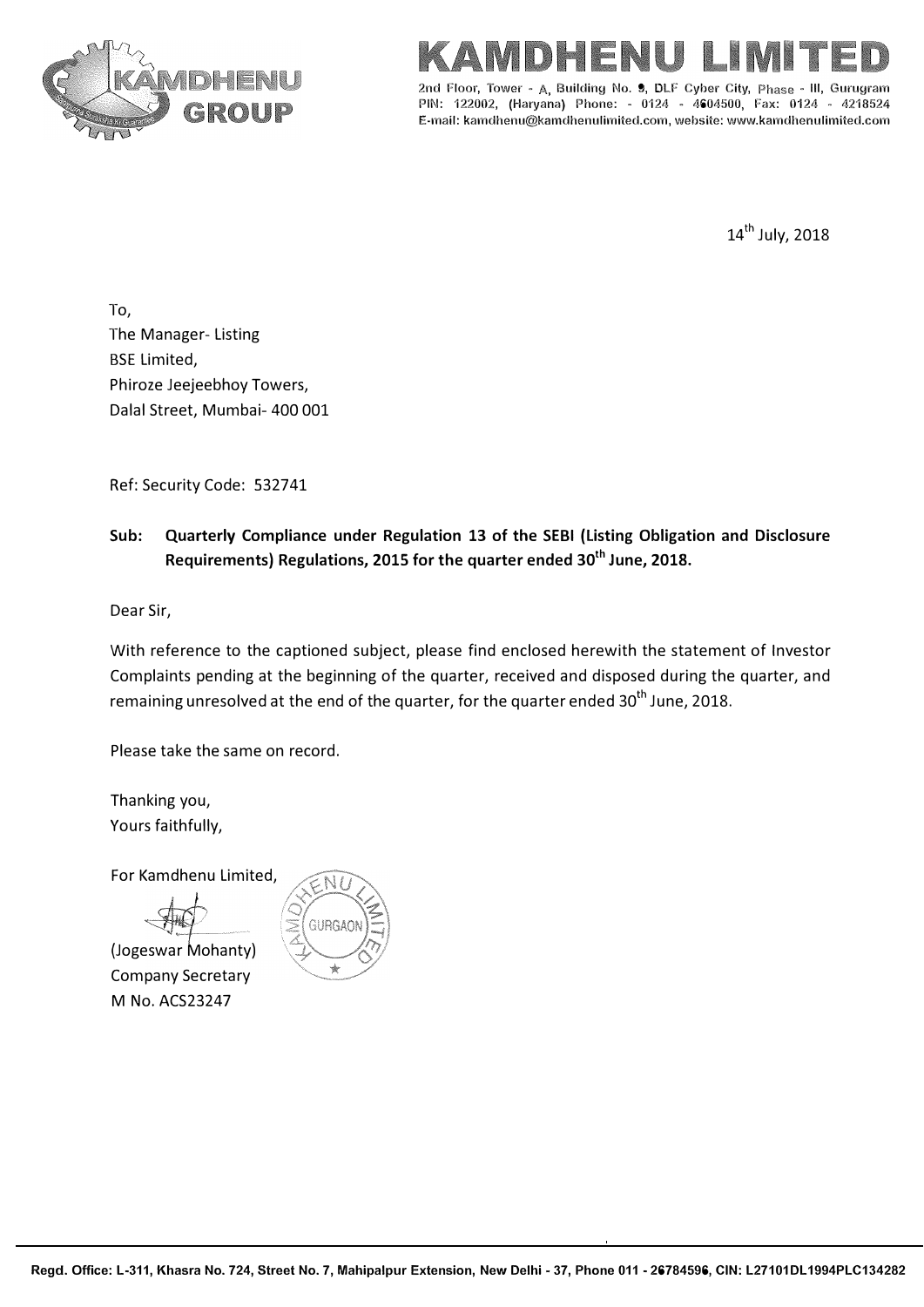# KAMDHENU LIMITED

2nd Floor, Tower - A, Building No. 9, DLF Cyber City, Phase - III, Gurugram
PIN: 122002, (Haryana) Phone: - 0124 - 4604500, Fax: 0124 - 4218524
E-mail: kamdhenu@kamdhenulimited.com, website: www.kamdhenulimited.com

14th July, 2018

To,
The Manager- Listing
BSE Limited,
Phiroze Jeejeebhoy Towers,
Dalal Street, Mumbai- 400 001

Ref: Security Code: 532741

**Sub: Quarterly Compliance under Regulation 13 of the SEBI (Listing Obligation and Disclosure Requirements) Regulations, 2015 for the quarter ended 30th June, 2018.**

Dear Sir,

With reference to the captioned subject, please find enclosed herewith the statement of Investor Complaints pending at the beginning of the quarter, received and disposed during the quarter, and remaining unresolved at the end of the quarter, for the quarter ended 30th June, 2018.

Please take the same on record.

Thanking you,
Yours faithfully,

For Kamdhenu Limited,

(Jogeswar Mohanty)
Company Secretary
M No. ACS23247

Regd. Office: L-311, Khasra No. 724, Street No. 7, Mahipalpur Extension, New Delhi - 37, Phone 011 - 26784596, CIN: L27101DL1994PLC134282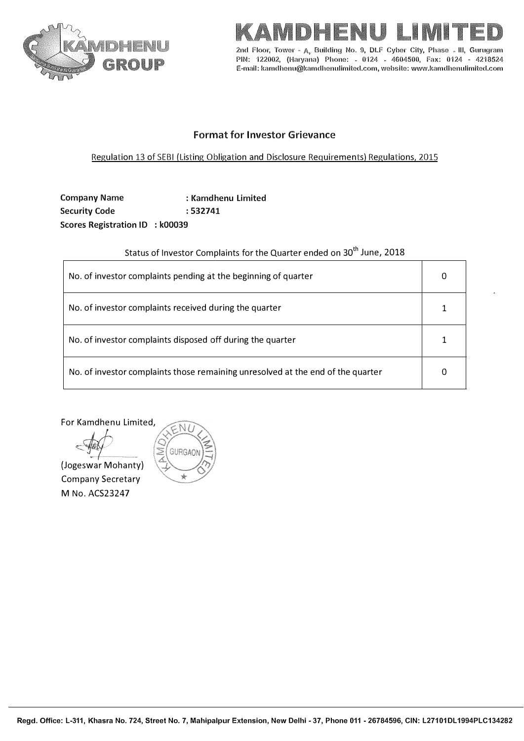# KAMDHENU LIMITED

2nd Floor, Tower - A, Building No. 9, DLF Cyber City, Phase - III, Gurugram PIN: 122002, (Haryana) Phone: - 0124 - 4604500, Fax: 0124 - 4218524 E-mail: kamdhenu@kamdhenulimited.com, website: www.kamdhenulimited.com

## Format for Investor Grievance

Regulation 13 of SEBI (Listing Obligation and Disclosure Requirements) Regulations, 2015

**Company Name** : **Kamdhenu Limited**
**Security Code** : **532741**
**Scores Registration ID** : **k00039**

Status of Investor Complaints for the Quarter ended on 30th June, 2018

| | |
|---|---|
| No. of investor complaints pending at the beginning of quarter | 0 |
| No. of investor complaints received during the quarter | 1 |
| No. of investor complaints disposed off during the quarter | 1 |
| No. of investor complaints those remaining unresolved at the end of the quarter | 0 |

For Kamdhenu Limited,

(Jogeswar Mohanty)
Company Secretary
M No. ACS23247

Regd. Office: L-311, Khasra No. 724, Street No. 7, Mahipalpur Extension, New Delhi - 37, Phone 011 - 26784596, CIN: L27101DL1994PLC134282